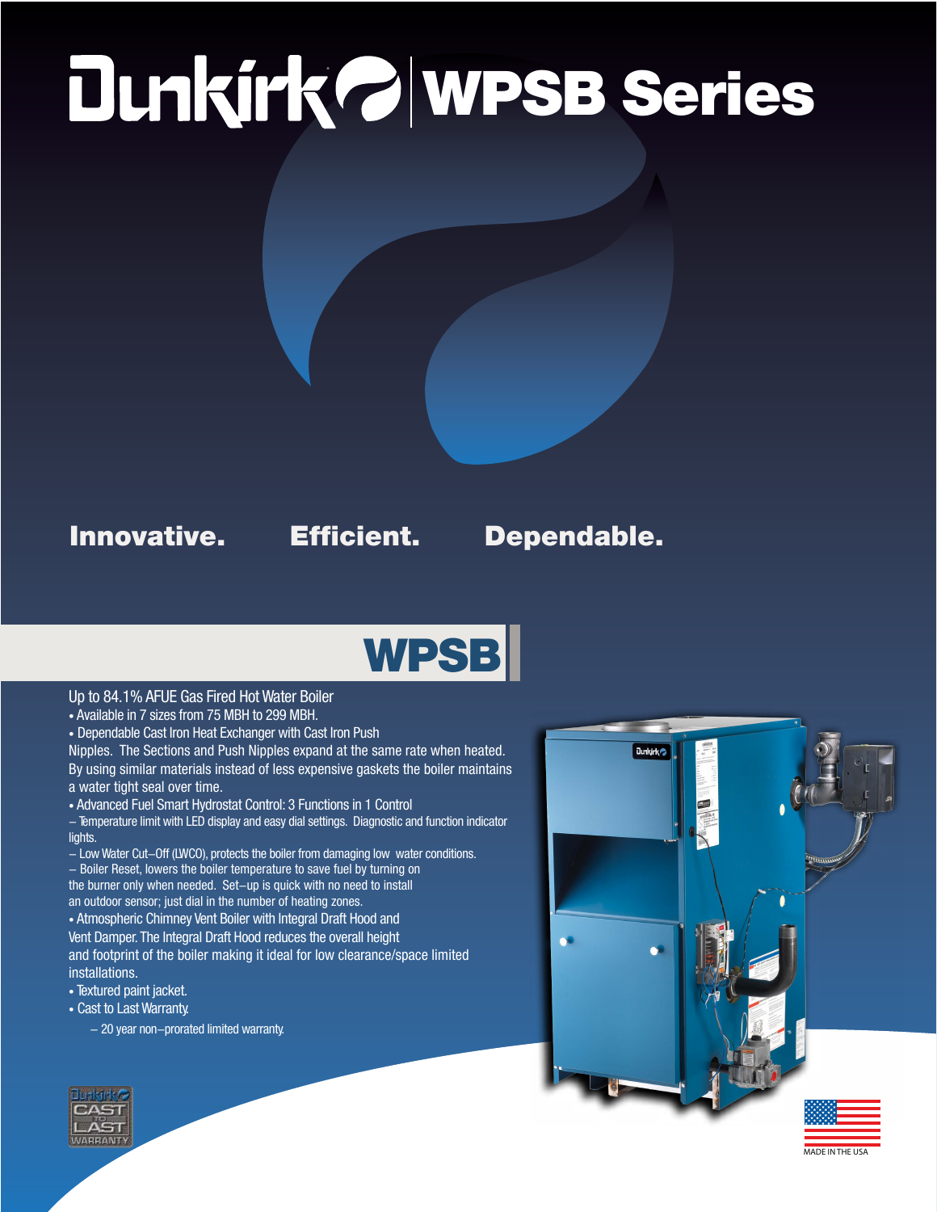# Dunkirk WPSB Series

**Innovative. Efficient. Dependable.**

## WPSB

Up to 84.1% AFUE Gas Fired Hot Water Boiler

- Available in 7 sizes from 75 MBH to 299 MBH.
- Dependable Cast Iron Heat Exchanger with Cast Iron Push Nipples. The Sections and Push Nipples expand at the same rate when heated. By using similar materials instead of less expensive gaskets the boiler maintains a water tight seal over time.
- Advanced Fuel Smart Hydrostat Control: 3 Functions in 1 Control
  - Temperature limit with LED display and easy dial settings. Diagnostic and function indicator lights.
  - Low Water Cut–Off (LWCO), protects the boiler from damaging low water conditions.
  - Boiler Reset, lowers the boiler temperature to save fuel by turning on the burner only when needed. Set–up is quick with no need to install an outdoor sensor; just dial in the number of heating zones.
- Atmospheric Chimney Vent Boiler with Integral Draft Hood and Vent Damper. The Integral Draft Hood reduces the overall height and footprint of the boiler making it ideal for low clearance/space limited installations.
- Textured paint jacket.
- Cast to Last Warranty.
  - 20 year non–prorated limited warranty.

Dunkirk CAST TO LAST WARRANTY

MADE IN THE USA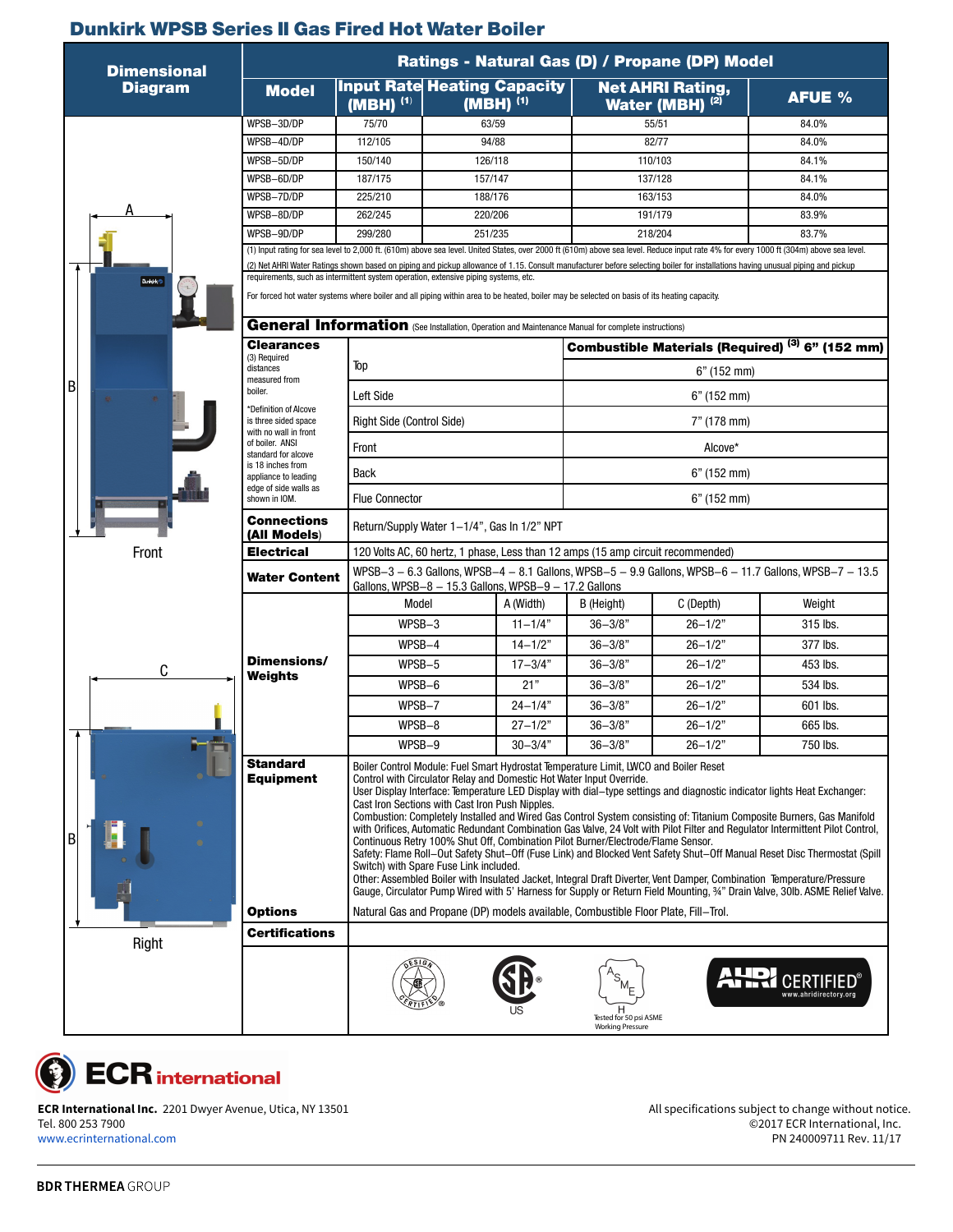# Dunkirk WPSB Series II Gas Fired Hot Water Boiler

**Dimensional Diagram**

A

B

Front

C

B

Right

## Ratings - Natural Gas (D) / Propane (DP) Model

| Model | Input Rate (MBH) (1) | Heating Capacity (MBH) (1) | Net AHRI Rating, Water (MBH) (2) | AFUE % |
|---|---|---|---|---|
| WPSB–3D/DP | 75/70 | 63/59 | 55/51 | 84.0% |
| WPSB–4D/DP | 112/105 | 94/88 | 82/77 | 84.0% |
| WPSB–5D/DP | 150/140 | 126/118 | 110/103 | 84.1% |
| WPSB–6D/DP | 187/175 | 157/147 | 137/128 | 84.1% |
| WPSB–7D/DP | 225/210 | 188/176 | 163/153 | 84.0% |
| WPSB–8D/DP | 262/245 | 220/206 | 191/179 | 83.9% |
| WPSB–9D/DP | 299/280 | 251/235 | 218/204 | 83.7% |

(1) Input rating for sea level to 2,000 ft. (610m) above sea level. United States, over 2000 ft (610m) above sea level. Reduce input rate 4% for every 1000 ft (304m) above sea level.

(2) Net AHRI Water Ratings shown based on piping and pickup allowance of 1.15. Consult manufacturer before selecting boiler for installations having unusual piping and pickup requirements, such as intermittent system operation, extensive piping systems, etc.

For forced hot water systems where boiler and all piping within area to be heated, boiler may be selected on basis of its heating capacity.

## General Information (See Installation, Operation and Maintenance Manual for complete instructions)

**Clearances**

(3) Required distances measured from boiler.

*Definition of Alcove is three sided space with no wall in front of boiler. ANSI standard for alcove is 18 inches from appliance to leading edge of side walls as shown in IOM.

| | Combustible Materials (Required) (3) 6" (152 mm) |
|---|---|
| Top | 6" (152 mm) |
| Left Side | 6" (152 mm) |
| Right Side (Control Side) | 7" (178 mm) |
| Front | Alcove* |
| Back | 6" (152 mm) |
| Flue Connector | 6" (152 mm) |

**Connections (All Models)**: Return/Supply Water 1–1/4", Gas In 1/2" NPT

**Electrical**: 120 Volts AC, 60 hertz, 1 phase, Less than 12 amps (15 amp circuit recommended)

**Water Content**: WPSB–3 – 6.3 Gallons, WPSB–4 – 8.1 Gallons, WPSB–5 – 9.9 Gallons, WPSB–6 – 11.7 Gallons, WPSB–7 – 13.5 Gallons, WPSB–8 – 15.3 Gallons, WPSB–9 – 17.2 Gallons

**Dimensions/ Weights**

| Model | A (Width) | B (Height) | C (Depth) | Weight |
|---|---|---|---|---|
| WPSB–3 | 11–1/4" | 36–3/8" | 26–1/2" | 315 lbs. |
| WPSB–4 | 14–1/2" | 36–3/8" | 26–1/2" | 377 lbs. |
| WPSB–5 | 17–3/4" | 36–3/8" | 26–1/2" | 453 lbs. |
| WPSB–6 | 21" | 36–3/8" | 26–1/2" | 534 lbs. |
| WPSB–7 | 24–1/4" | 36–3/8" | 26–1/2" | 601 lbs. |
| WPSB–8 | 27–1/2" | 36–3/8" | 26–1/2" | 665 lbs. |
| WPSB–9 | 30–3/4" | 36–3/8" | 26–1/2" | 750 lbs. |

**Standard Equipment**

Boiler Control Module: Fuel Smart Hydrostat Temperature Limit, LWCO and Boiler Reset Control with Circulator Relay and Domestic Hot Water Input Override.
User Display Interface: Temperature LED Display with dial–type settings and diagnostic indicator lights Heat Exchanger: Cast Iron Sections with Cast Iron Push Nipples.
Combustion: Completely Installed and Wired Gas Control System consisting of: Titanium Composite Burners, Gas Manifold with Orifices, Automatic Redundant Combination Gas Valve, 24 Volt with Pilot Filter and Regulator Intermittent Pilot Control, Continuous Retry 100% Shut Off, Combination Pilot Burner/Electrode/Flame Sensor.
Safety: Flame Roll–Out Safety Shut–Off (Fuse Link) and Blocked Vent Safety Shut–Off Manual Reset Disc Thermostat (Spill Switch) with Spare Fuse Link included.
Other: Assembled Boiler with Insulated Jacket, Integral Draft Diverter, Vent Damper, Combination Temperature/Pressure Gauge, Circulator Pump Wired with 5' Harness for Supply or Return Field Mounting, ¾" Drain Valve, 30lb. ASME Relief Valve.

**Options**: Natural Gas and Propane (DP) models available, Combustible Floor Plate, Fill–Trol.

**Certifications**

Design Certified · CSA US · ASME H – Tested for 50 psi ASME Working Pressure · AHRI CERTIFIED® www.ahridirectory.org

ECR international

**ECR International Inc.** 2201 Dwyer Avenue, Utica, NY 13501
Tel. 800 253 7900
www.ecrinternational.com

All specifications subject to change without notice.
©2017 ECR International, Inc.
PN 240009711 Rev. 11/17

BDR THERMEA GROUP